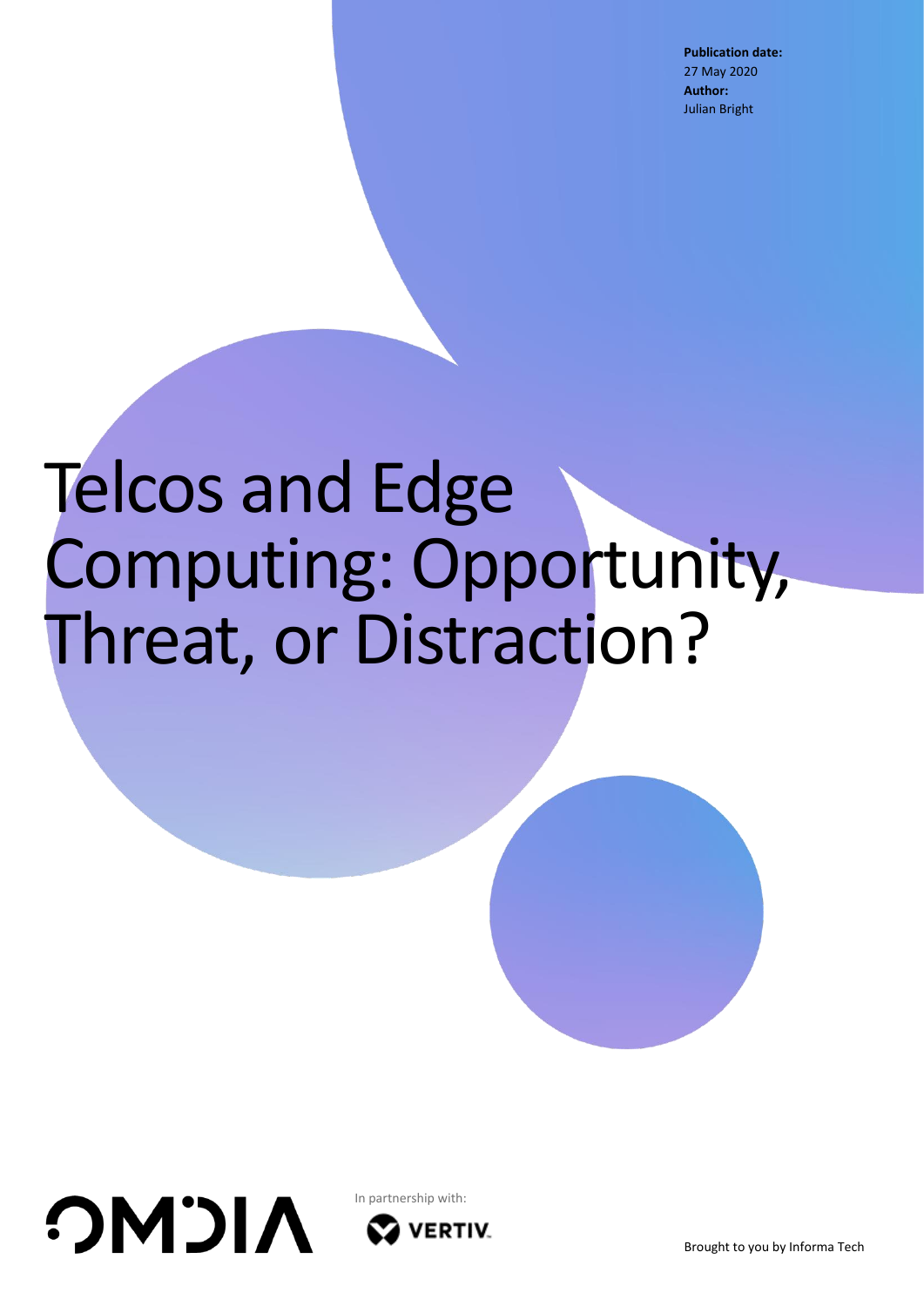**Publication date:**
27 May 2020
**Author:**
Julian Bright

# Telcos and Edge Computing: Opportunity, Threat, or Distraction?

OMDIA

In partnership with:

VERTIV

Brought to you by Informa Tech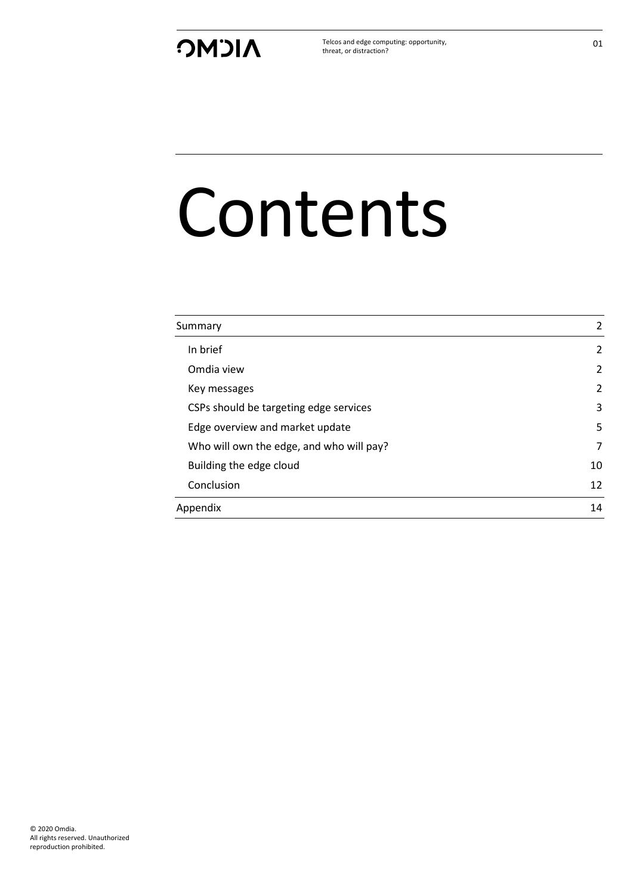# Contents

| | |
|---|---|
| Summary | 2 |
| In brief | 2 |
| Omdia view | 2 |
| Key messages | 2 |
| CSPs should be targeting edge services | 3 |
| Edge overview and market update | 5 |
| Who will own the edge, and who will pay? | 7 |
| Building the edge cloud | 10 |
| Conclusion | 12 |
| Appendix | 14 |

© 2020 Omdia.
All rights reserved. Unauthorized reproduction prohibited.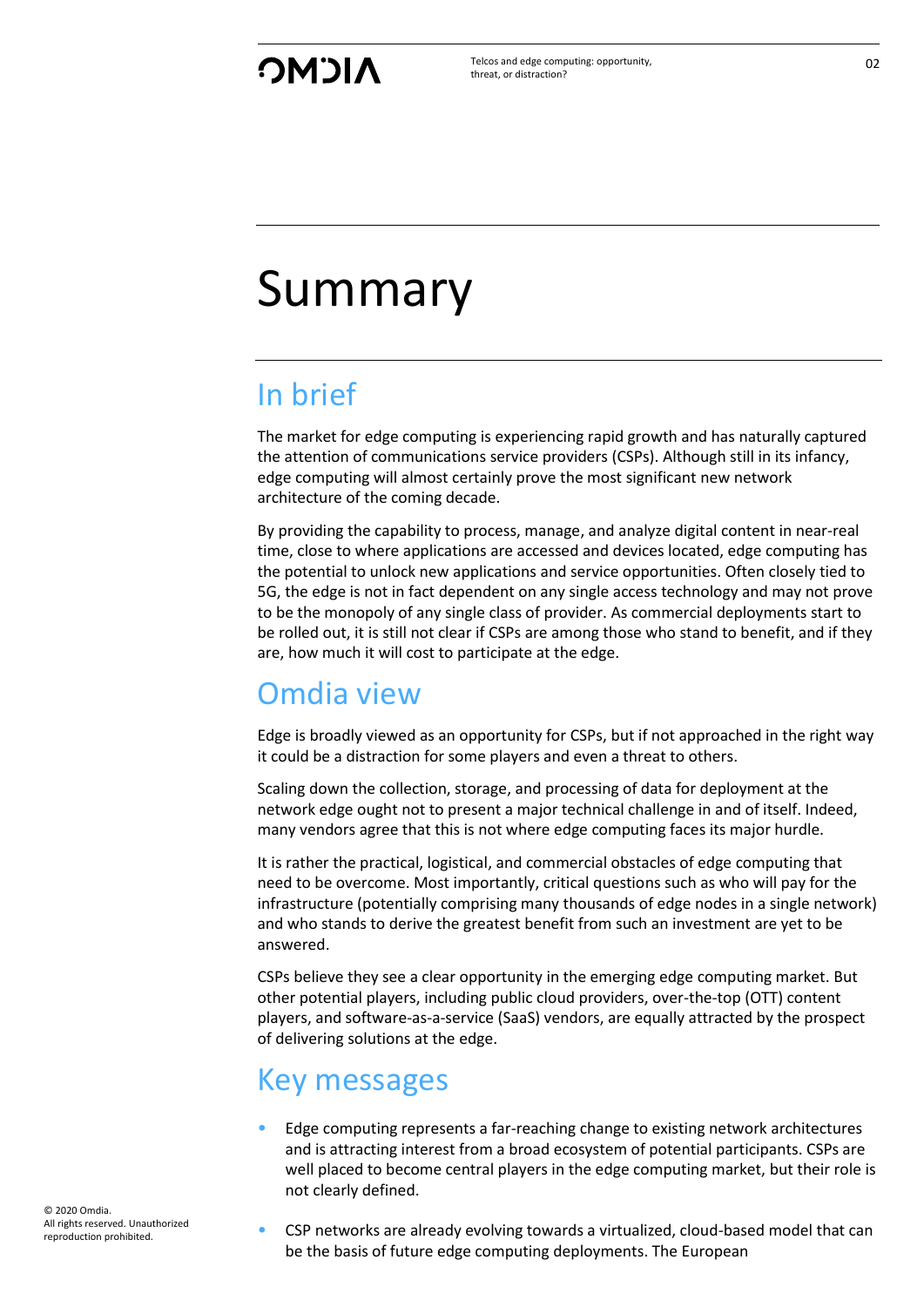# Summary

## In brief

The market for edge computing is experiencing rapid growth and has naturally captured the attention of communications service providers (CSPs). Although still in its infancy, edge computing will almost certainly prove the most significant new network architecture of the coming decade.

By providing the capability to process, manage, and analyze digital content in near-real time, close to where applications are accessed and devices located, edge computing has the potential to unlock new applications and service opportunities. Often closely tied to 5G, the edge is not in fact dependent on any single access technology and may not prove to be the monopoly of any single class of provider. As commercial deployments start to be rolled out, it is still not clear if CSPs are among those who stand to benefit, and if they are, how much it will cost to participate at the edge.

## Omdia view

Edge is broadly viewed as an opportunity for CSPs, but if not approached in the right way it could be a distraction for some players and even a threat to others.

Scaling down the collection, storage, and processing of data for deployment at the network edge ought not to present a major technical challenge in and of itself. Indeed, many vendors agree that this is not where edge computing faces its major hurdle.

It is rather the practical, logistical, and commercial obstacles of edge computing that need to be overcome. Most importantly, critical questions such as who will pay for the infrastructure (potentially comprising many thousands of edge nodes in a single network) and who stands to derive the greatest benefit from such an investment are yet to be answered.

CSPs believe they see a clear opportunity in the emerging edge computing market. But other potential players, including public cloud providers, over-the-top (OTT) content players, and software-as-a-service (SaaS) vendors, are equally attracted by the prospect of delivering solutions at the edge.

## Key messages

- Edge computing represents a far-reaching change to existing network architectures and is attracting interest from a broad ecosystem of potential participants. CSPs are well placed to become central players in the edge computing market, but their role is not clearly defined.
- CSP networks are already evolving towards a virtualized, cloud-based model that can be the basis of future edge computing deployments. The European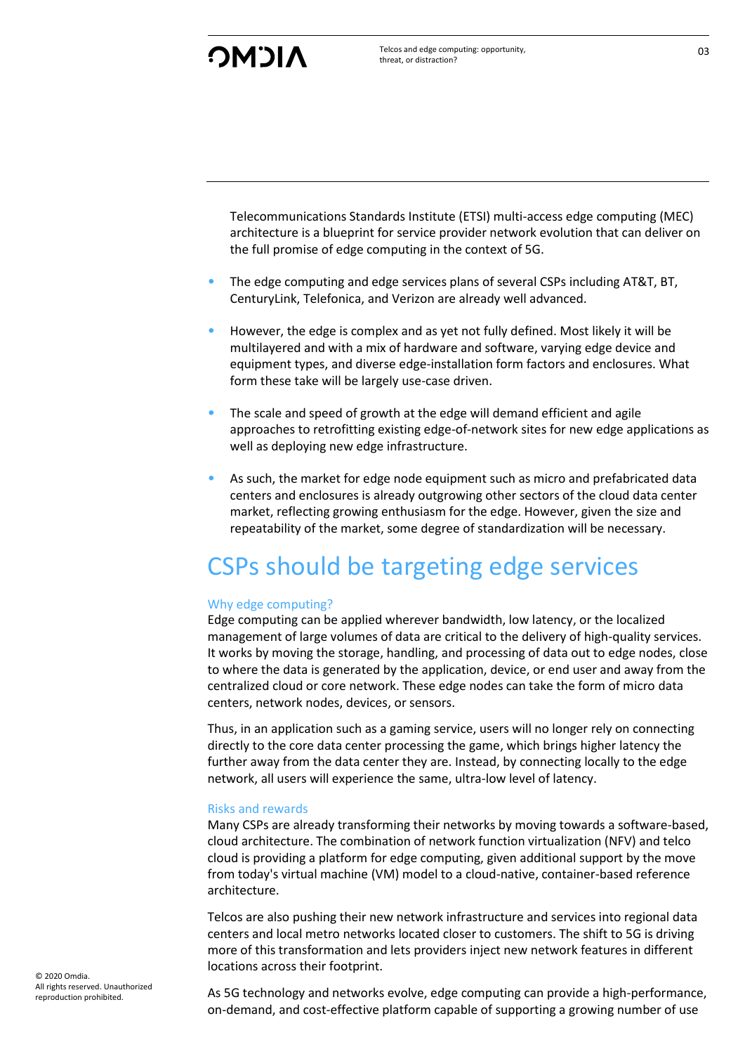Telecommunications Standards Institute (ETSI) multi-access edge computing (MEC) architecture is a blueprint for service provider network evolution that can deliver on the full promise of edge computing in the context of 5G.

- The edge computing and edge services plans of several CSPs including AT&T, BT, CenturyLink, Telefonica, and Verizon are already well advanced.
- However, the edge is complex and as yet not fully defined. Most likely it will be multilayered and with a mix of hardware and software, varying edge device and equipment types, and diverse edge-installation form factors and enclosures. What form these take will be largely use-case driven.
- The scale and speed of growth at the edge will demand efficient and agile approaches to retrofitting existing edge-of-network sites for new edge applications as well as deploying new edge infrastructure.
- As such, the market for edge node equipment such as micro and prefabricated data centers and enclosures is already outgrowing other sectors of the cloud data center market, reflecting growing enthusiasm for the edge. However, given the size and repeatability of the market, some degree of standardization will be necessary.

# CSPs should be targeting edge services

### Why edge computing?

Edge computing can be applied wherever bandwidth, low latency, or the localized management of large volumes of data are critical to the delivery of high-quality services. It works by moving the storage, handling, and processing of data out to edge nodes, close to where the data is generated by the application, device, or end user and away from the centralized cloud or core network. These edge nodes can take the form of micro data centers, network nodes, devices, or sensors.

Thus, in an application such as a gaming service, users will no longer rely on connecting directly to the core data center processing the game, which brings higher latency the further away from the data center they are. Instead, by connecting locally to the edge network, all users will experience the same, ultra-low level of latency.

### Risks and rewards

Many CSPs are already transforming their networks by moving towards a software-based, cloud architecture. The combination of network function virtualization (NFV) and telco cloud is providing a platform for edge computing, given additional support by the move from today's virtual machine (VM) model to a cloud-native, container-based reference architecture.

Telcos are also pushing their new network infrastructure and services into regional data centers and local metro networks located closer to customers. The shift to 5G is driving more of this transformation and lets providers inject new network features in different locations across their footprint.

As 5G technology and networks evolve, edge computing can provide a high-performance, on-demand, and cost-effective platform capable of supporting a growing number of use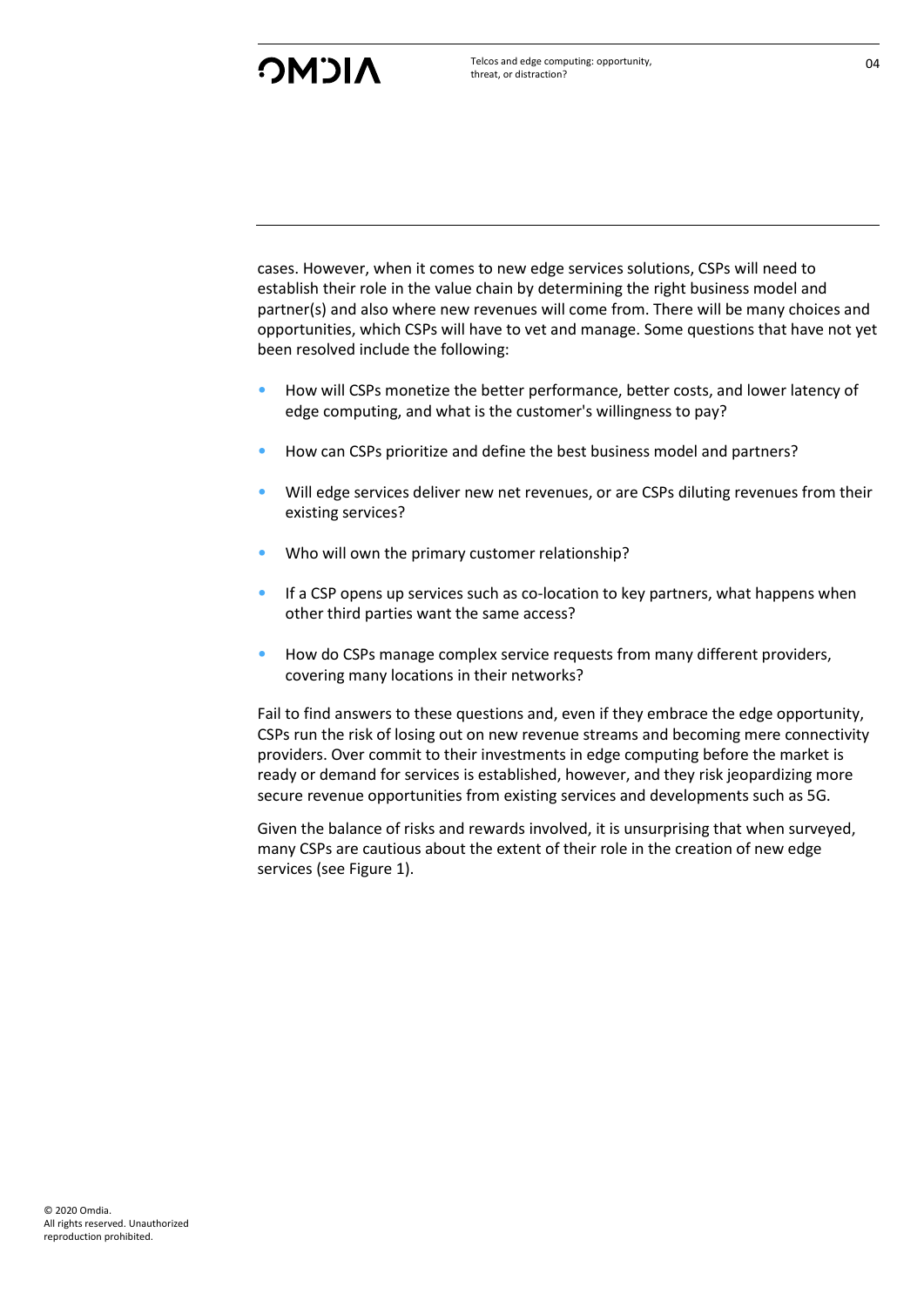cases. However, when it comes to new edge services solutions, CSPs will need to establish their role in the value chain by determining the right business model and partner(s) and also where new revenues will come from. There will be many choices and opportunities, which CSPs will have to vet and manage. Some questions that have not yet been resolved include the following:

- How will CSPs monetize the better performance, better costs, and lower latency of edge computing, and what is the customer's willingness to pay?
- How can CSPs prioritize and define the best business model and partners?
- Will edge services deliver new net revenues, or are CSPs diluting revenues from their existing services?
- Who will own the primary customer relationship?
- If a CSP opens up services such as co-location to key partners, what happens when other third parties want the same access?
- How do CSPs manage complex service requests from many different providers, covering many locations in their networks?

Fail to find answers to these questions and, even if they embrace the edge opportunity, CSPs run the risk of losing out on new revenue streams and becoming mere connectivity providers. Over commit to their investments in edge computing before the market is ready or demand for services is established, however, and they risk jeopardizing more secure revenue opportunities from existing services and developments such as 5G.

Given the balance of risks and rewards involved, it is unsurprising that when surveyed, many CSPs are cautious about the extent of their role in the creation of new edge services (see Figure 1).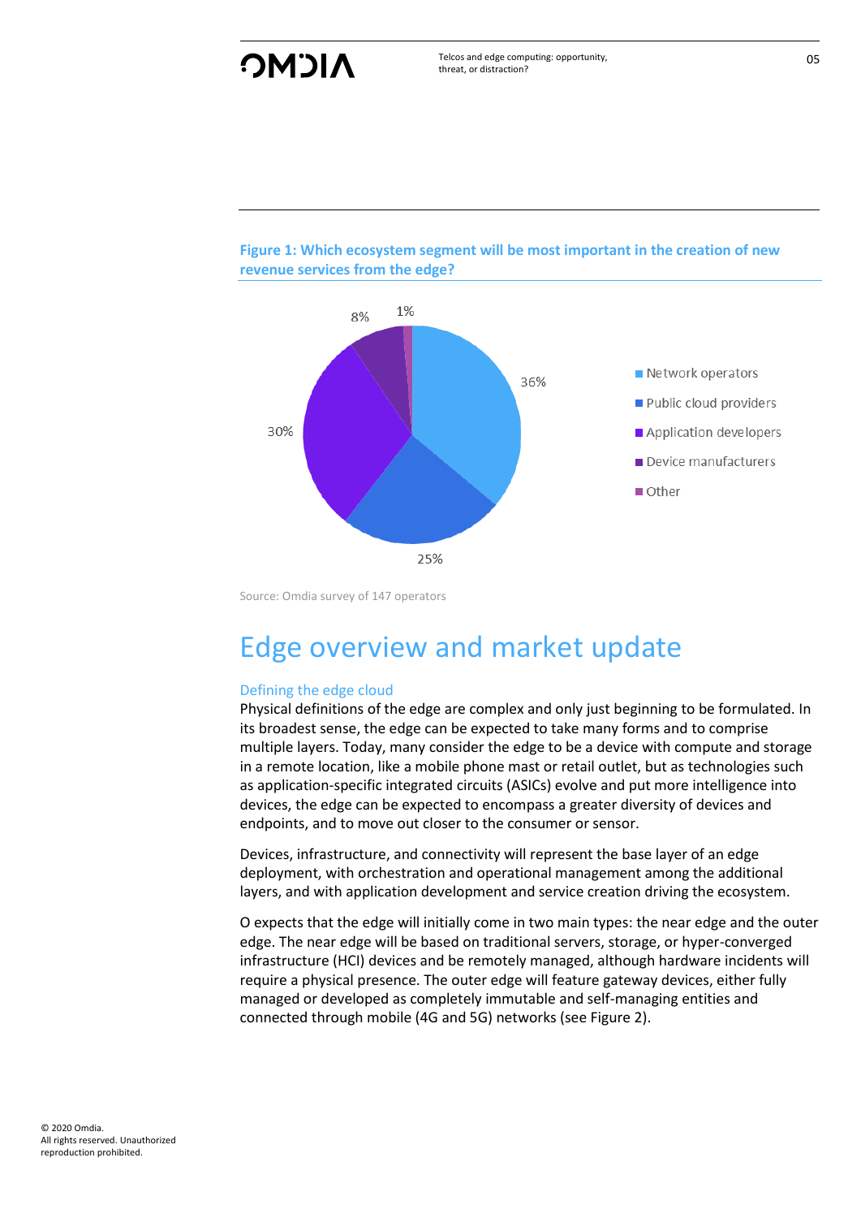**Figure 1: Which ecosystem segment will be most important in the creation of new revenue services from the edge?**

| Segment | Share |
|---|---|
| Network operators | 36% |
| Public cloud providers | 25% |
| Application developers | 30% |
| Device manufacturers | 8% |
| Other | 1% |

Source: Omdia survey of 147 operators

# Edge overview and market update

## Defining the edge cloud

Physical definitions of the edge are complex and only just beginning to be formulated. In its broadest sense, the edge can be expected to take many forms and to comprise multiple layers. Today, many consider the edge to be a device with compute and storage in a remote location, like a mobile phone mast or retail outlet, but as technologies such as application-specific integrated circuits (ASICs) evolve and put more intelligence into devices, the edge can be expected to encompass a greater diversity of devices and endpoints, and to move out closer to the consumer or sensor.

Devices, infrastructure, and connectivity will represent the base layer of an edge deployment, with orchestration and operational management among the additional layers, and with application development and service creation driving the ecosystem.

O expects that the edge will initially come in two main types: the near edge and the outer edge. The near edge will be based on traditional servers, storage, or hyper-converged infrastructure (HCI) devices and be remotely managed, although hardware incidents will require a physical presence. The outer edge will feature gateway devices, either fully managed or developed as completely immutable and self-managing entities and connected through mobile (4G and 5G) networks (see Figure 2).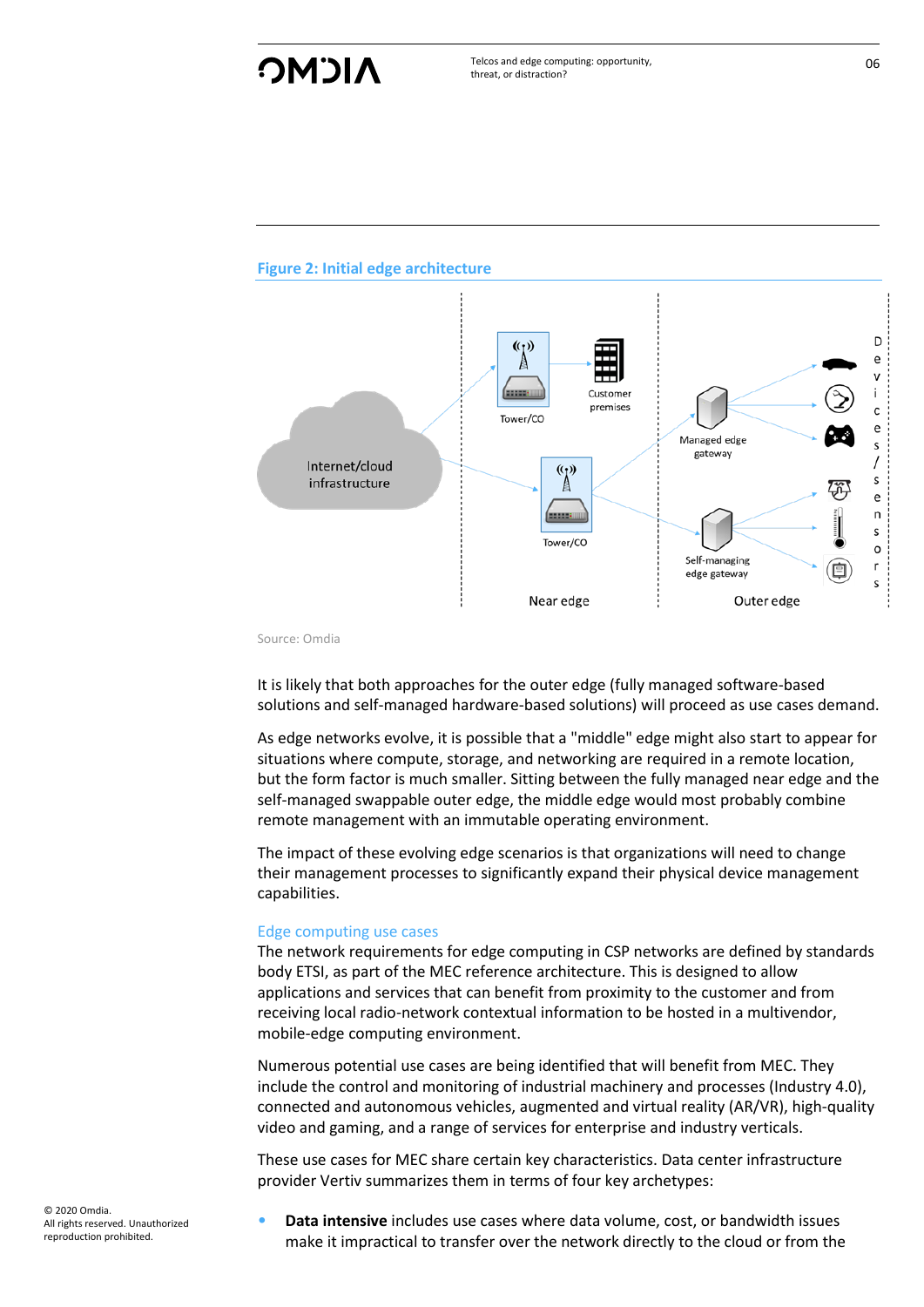**Figure 2: Initial edge architecture**

Source: Omdia

It is likely that both approaches for the outer edge (fully managed software-based solutions and self-managed hardware-based solutions) will proceed as use cases demand.

As edge networks evolve, it is possible that a "middle" edge might also start to appear for situations where compute, storage, and networking are required in a remote location, but the form factor is much smaller. Sitting between the fully managed near edge and the self-managed swappable outer edge, the middle edge would most probably combine remote management with an immutable operating environment.

The impact of these evolving edge scenarios is that organizations will need to change their management processes to significantly expand their physical device management capabilities.

## Edge computing use cases

The network requirements for edge computing in CSP networks are defined by standards body ETSI, as part of the MEC reference architecture. This is designed to allow applications and services that can benefit from proximity to the customer and from receiving local radio-network contextual information to be hosted in a multivendor, mobile-edge computing environment.

Numerous potential use cases are being identified that will benefit from MEC. They include the control and monitoring of industrial machinery and processes (Industry 4.0), connected and autonomous vehicles, augmented and virtual reality (AR/VR), high-quality video and gaming, and a range of services for enterprise and industry verticals.

These use cases for MEC share certain key characteristics. Data center infrastructure provider Vertiv summarizes them in terms of four key archetypes:

- **Data intensive** includes use cases where data volume, cost, or bandwidth issues make it impractical to transfer over the network directly to the cloud or from the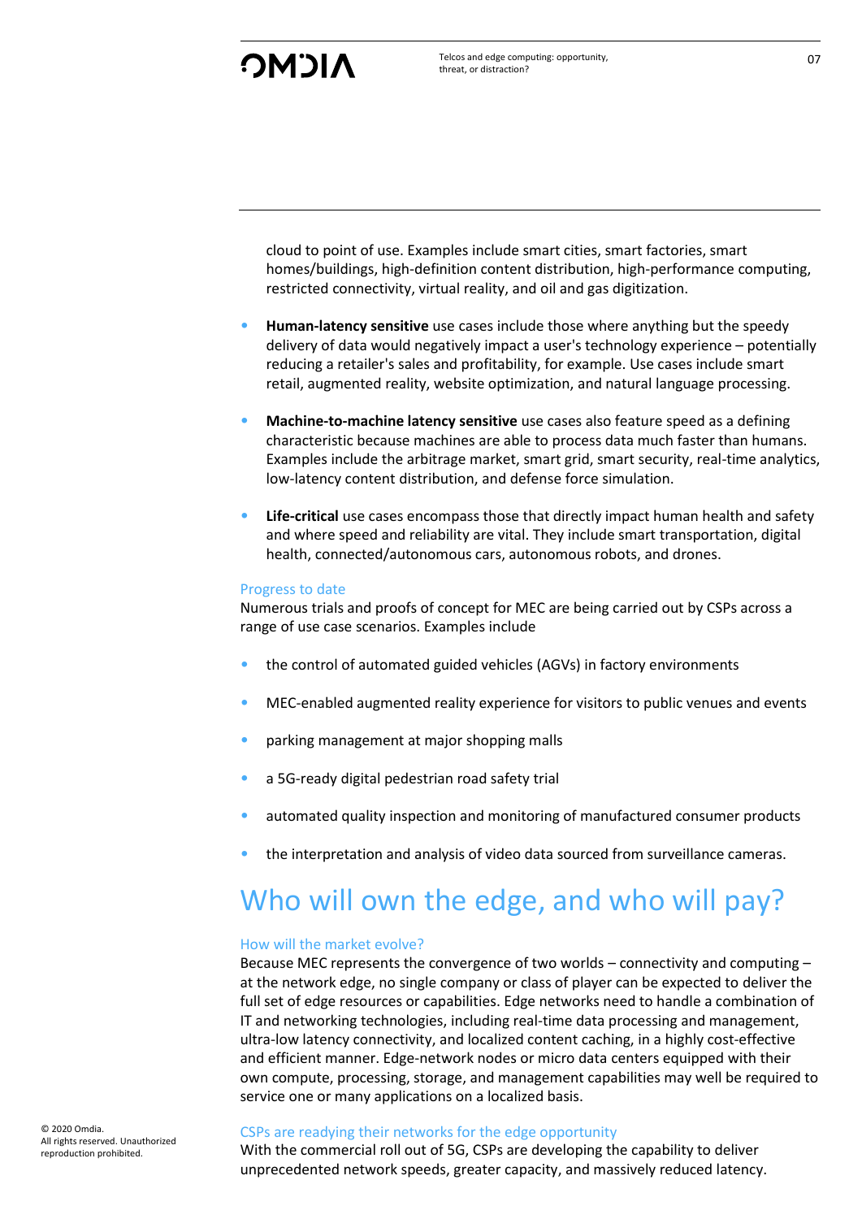cloud to point of use. Examples include smart cities, smart factories, smart homes/buildings, high-definition content distribution, high-performance computing, restricted connectivity, virtual reality, and oil and gas digitization.

- **Human-latency sensitive** use cases include those where anything but the speedy delivery of data would negatively impact a user's technology experience – potentially reducing a retailer's sales and profitability, for example. Use cases include smart retail, augmented reality, website optimization, and natural language processing.
- **Machine-to-machine latency sensitive** use cases also feature speed as a defining characteristic because machines are able to process data much faster than humans. Examples include the arbitrage market, smart grid, smart security, real-time analytics, low-latency content distribution, and defense force simulation.
- **Life-critical** use cases encompass those that directly impact human health and safety and where speed and reliability are vital. They include smart transportation, digital health, connected/autonomous cars, autonomous robots, and drones.

### Progress to date

Numerous trials and proofs of concept for MEC are being carried out by CSPs across a range of use case scenarios. Examples include

- the control of automated guided vehicles (AGVs) in factory environments
- MEC-enabled augmented reality experience for visitors to public venues and events
- parking management at major shopping malls
- a 5G-ready digital pedestrian road safety trial
- automated quality inspection and monitoring of manufactured consumer products
- the interpretation and analysis of video data sourced from surveillance cameras.

## Who will own the edge, and who will pay?

### How will the market evolve?

Because MEC represents the convergence of two worlds – connectivity and computing – at the network edge, no single company or class of player can be expected to deliver the full set of edge resources or capabilities. Edge networks need to handle a combination of IT and networking technologies, including real-time data processing and management, ultra-low latency connectivity, and localized content caching, in a highly cost-effective and efficient manner. Edge-network nodes or micro data centers equipped with their own compute, processing, storage, and management capabilities may well be required to service one or many applications on a localized basis.

### CSPs are readying their networks for the edge opportunity

With the commercial roll out of 5G, CSPs are developing the capability to deliver unprecedented network speeds, greater capacity, and massively reduced latency.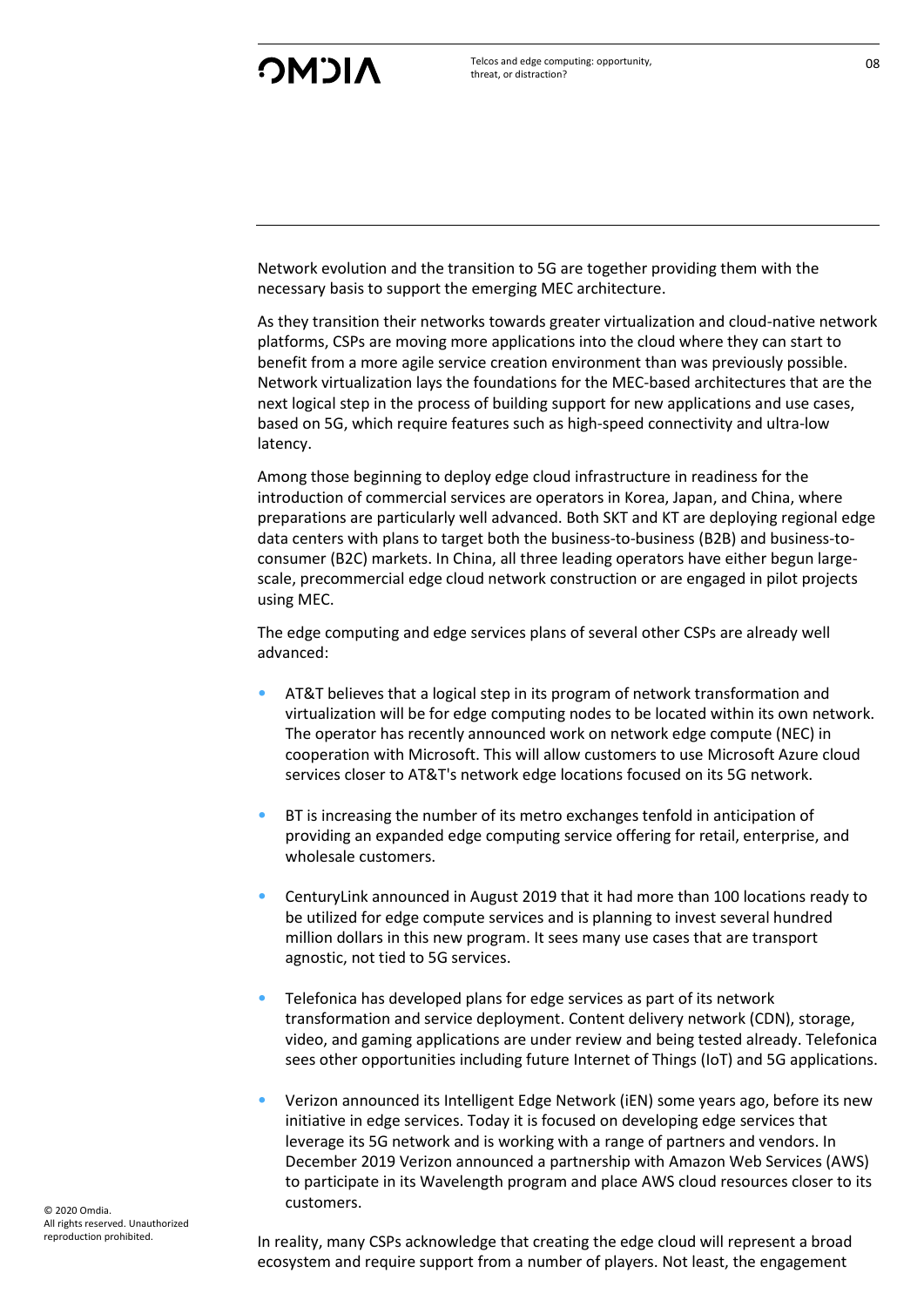Network evolution and the transition to 5G are together providing them with the necessary basis to support the emerging MEC architecture.

As they transition their networks towards greater virtualization and cloud-native network platforms, CSPs are moving more applications into the cloud where they can start to benefit from a more agile service creation environment than was previously possible. Network virtualization lays the foundations for the MEC-based architectures that are the next logical step in the process of building support for new applications and use cases, based on 5G, which require features such as high-speed connectivity and ultra-low latency.

Among those beginning to deploy edge cloud infrastructure in readiness for the introduction of commercial services are operators in Korea, Japan, and China, where preparations are particularly well advanced. Both SKT and KT are deploying regional edge data centers with plans to target both the business-to-business (B2B) and business-to-consumer (B2C) markets. In China, all three leading operators have either begun large-scale, precommercial edge cloud network construction or are engaged in pilot projects using MEC.

The edge computing and edge services plans of several other CSPs are already well advanced:

- AT&T believes that a logical step in its program of network transformation and virtualization will be for edge computing nodes to be located within its own network. The operator has recently announced work on network edge compute (NEC) in cooperation with Microsoft. This will allow customers to use Microsoft Azure cloud services closer to AT&T's network edge locations focused on its 5G network.
- BT is increasing the number of its metro exchanges tenfold in anticipation of providing an expanded edge computing service offering for retail, enterprise, and wholesale customers.
- CenturyLink announced in August 2019 that it had more than 100 locations ready to be utilized for edge compute services and is planning to invest several hundred million dollars in this new program. It sees many use cases that are transport agnostic, not tied to 5G services.
- Telefonica has developed plans for edge services as part of its network transformation and service deployment. Content delivery network (CDN), storage, video, and gaming applications are under review and being tested already. Telefonica sees other opportunities including future Internet of Things (IoT) and 5G applications.
- Verizon announced its Intelligent Edge Network (iEN) some years ago, before its new initiative in edge services. Today it is focused on developing edge services that leverage its 5G network and is working with a range of partners and vendors. In December 2019 Verizon announced a partnership with Amazon Web Services (AWS) to participate in its Wavelength program and place AWS cloud resources closer to its customers.

In reality, many CSPs acknowledge that creating the edge cloud will represent a broad ecosystem and require support from a number of players. Not least, the engagement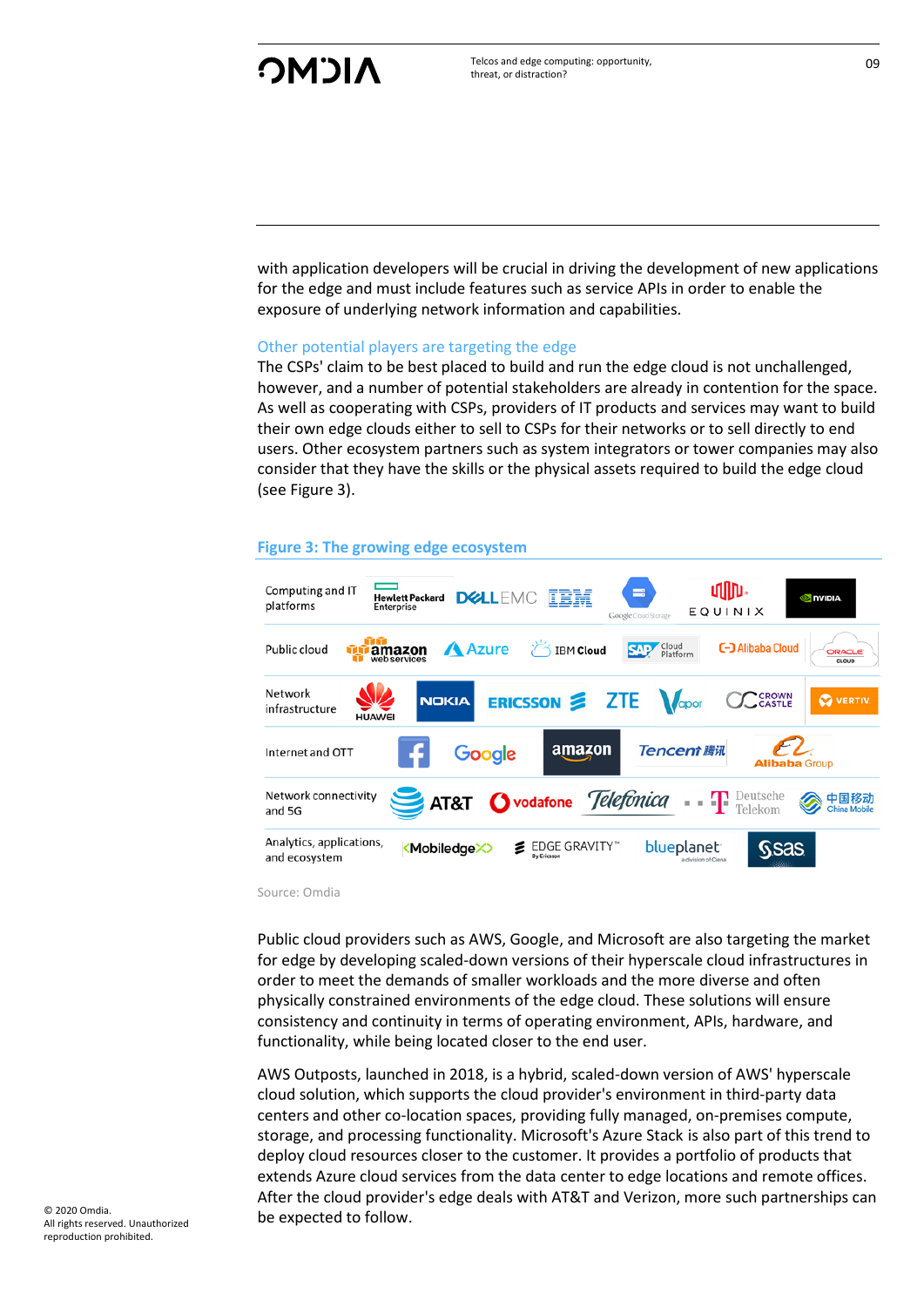with application developers will be crucial in driving the development of new applications for the edge and must include features such as service APIs in order to enable the exposure of underlying network information and capabilities.

## Other potential players are targeting the edge

The CSPs' claim to be best placed to build and run the edge cloud is not unchallenged, however, and a number of potential stakeholders are already in contention for the space. As well as cooperating with CSPs, providers of IT products and services may want to build their own edge clouds either to sell to CSPs for their networks or to sell directly to end users. Other ecosystem partners such as system integrators or tower companies may also consider that they have the skills or the physical assets required to build the edge cloud (see Figure 3).

### Figure 3: The growing edge ecosystem

| Category | Players |
| --- | --- |
| Computing and IT platforms | Hewlett Packard Enterprise, DELL EMC, IBM, Google Cloud Storage, EQUINIX, NVIDIA |
| Public cloud | amazon web services, Azure, IBM Cloud, SAP Cloud Platform, Alibaba Cloud, ORACLE CLOUD |
| Network infrastructure | HUAWEI, NOKIA, ERICSSON, ZTE, Vapor, CROWN CASTLE, VERTIV |
| Internet and OTT | Facebook, Google, amazon, Tencent 腾讯, Alibaba Group |
| Network connectivity and 5G | AT&T, vodafone, Telefonica, Deutsche Telekom, 中国移动 China Mobile |
| Analytics, applications, and ecosystem | Mobiledgex, EDGE GRAVITY By Ericsson, blueplanet a division of Ciena, sas |

Source: Omdia

Public cloud providers such as AWS, Google, and Microsoft are also targeting the market for edge by developing scaled-down versions of their hyperscale cloud infrastructures in order to meet the demands of smaller workloads and the more diverse and often physically constrained environments of the edge cloud. These solutions will ensure consistency and continuity in terms of operating environment, APIs, hardware, and functionality, while being located closer to the end user.

AWS Outposts, launched in 2018, is a hybrid, scaled-down version of AWS' hyperscale cloud solution, which supports the cloud provider's environment in third-party data centers and other co-location spaces, providing fully managed, on-premises compute, storage, and processing functionality. Microsoft's Azure Stack is also part of this trend to deploy cloud resources closer to the customer. It provides a portfolio of products that extends Azure cloud services from the data center to edge locations and remote offices. After the cloud provider's edge deals with AT&T and Verizon, more such partnerships can be expected to follow.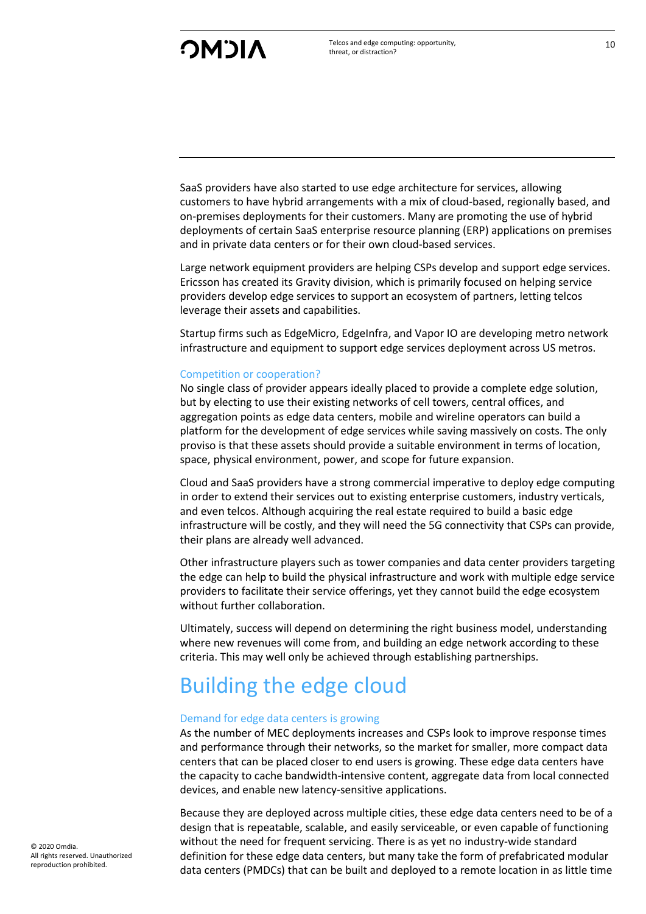SaaS providers have also started to use edge architecture for services, allowing customers to have hybrid arrangements with a mix of cloud-based, regionally based, and on-premises deployments for their customers. Many are promoting the use of hybrid deployments of certain SaaS enterprise resource planning (ERP) applications on premises and in private data centers or for their own cloud-based services.

Large network equipment providers are helping CSPs develop and support edge services. Ericsson has created its Gravity division, which is primarily focused on helping service providers develop edge services to support an ecosystem of partners, letting telcos leverage their assets and capabilities.

Startup firms such as EdgeMicro, EdgeInfra, and Vapor IO are developing metro network infrastructure and equipment to support edge services deployment across US metros.

### Competition or cooperation?

No single class of provider appears ideally placed to provide a complete edge solution, but by electing to use their existing networks of cell towers, central offices, and aggregation points as edge data centers, mobile and wireline operators can build a platform for the development of edge services while saving massively on costs. The only proviso is that these assets should provide a suitable environment in terms of location, space, physical environment, power, and scope for future expansion.

Cloud and SaaS providers have a strong commercial imperative to deploy edge computing in order to extend their services out to existing enterprise customers, industry verticals, and even telcos. Although acquiring the real estate required to build a basic edge infrastructure will be costly, and they will need the 5G connectivity that CSPs can provide, their plans are already well advanced.

Other infrastructure players such as tower companies and data center providers targeting the edge can help to build the physical infrastructure and work with multiple edge service providers to facilitate their service offerings, yet they cannot build the edge ecosystem without further collaboration.

Ultimately, success will depend on determining the right business model, understanding where new revenues will come from, and building an edge network according to these criteria. This may well only be achieved through establishing partnerships.

## Building the edge cloud

### Demand for edge data centers is growing

As the number of MEC deployments increases and CSPs look to improve response times and performance through their networks, so the market for smaller, more compact data centers that can be placed closer to end users is growing. These edge data centers have the capacity to cache bandwidth-intensive content, aggregate data from local connected devices, and enable new latency-sensitive applications.

Because they are deployed across multiple cities, these edge data centers need to be of a design that is repeatable, scalable, and easily serviceable, or even capable of functioning without the need for frequent servicing. There is as yet no industry-wide standard definition for these edge data centers, but many take the form of prefabricated modular data centers (PMDCs) that can be built and deployed to a remote location in as little time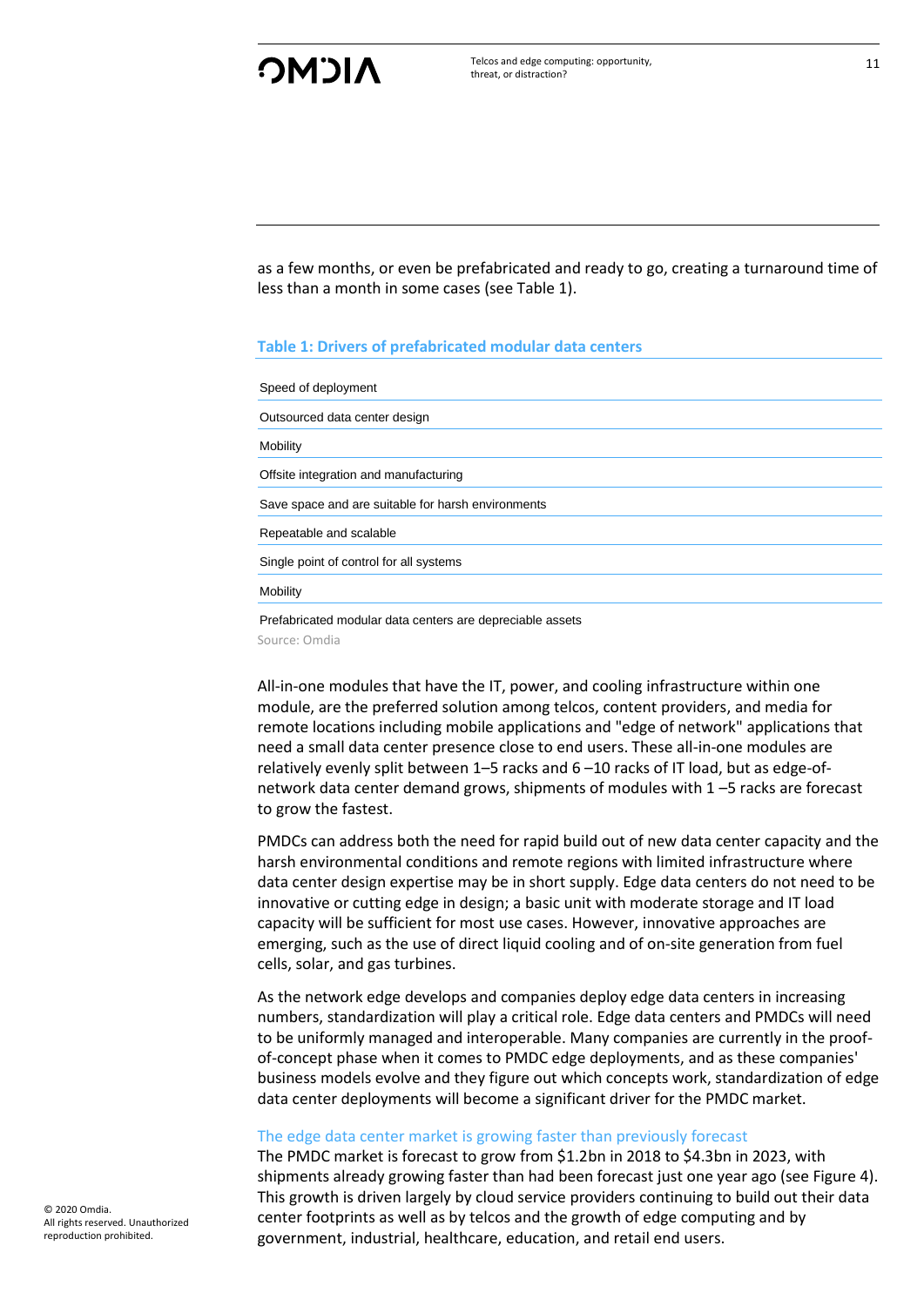as a few months, or even be prefabricated and ready to go, creating a turnaround time of less than a month in some cases (see Table 1).

### Table 1: Drivers of prefabricated modular data centers

| Drivers |
| --- |
| Speed of deployment |
| Outsourced data center design |
| Mobility |
| Offsite integration and manufacturing |
| Save space and are suitable for harsh environments |
| Repeatable and scalable |
| Single point of control for all systems |
| Mobility |
| Prefabricated modular data centers are depreciable assets |

Source: Omdia

All-in-one modules that have the IT, power, and cooling infrastructure within one module, are the preferred solution among telcos, content providers, and media for remote locations including mobile applications and "edge of network" applications that need a small data center presence close to end users. These all-in-one modules are relatively evenly split between 1–5 racks and 6 –10 racks of IT load, but as edge-of-network data center demand grows, shipments of modules with 1 –5 racks are forecast to grow the fastest.

PMDCs can address both the need for rapid build out of new data center capacity and the harsh environmental conditions and remote regions with limited infrastructure where data center design expertise may be in short supply. Edge data centers do not need to be innovative or cutting edge in design; a basic unit with moderate storage and IT load capacity will be sufficient for most use cases. However, innovative approaches are emerging, such as the use of direct liquid cooling and of on-site generation from fuel cells, solar, and gas turbines.

As the network edge develops and companies deploy edge data centers in increasing numbers, standardization will play a critical role. Edge data centers and PMDCs will need to be uniformly managed and interoperable. Many companies are currently in the proof-of-concept phase when it comes to PMDC edge deployments, and as these companies' business models evolve and they figure out which concepts work, standardization of edge data center deployments will become a significant driver for the PMDC market.

#### The edge data center market is growing faster than previously forecast

The PMDC market is forecast to grow from $1.2bn in 2018 to $4.3bn in 2023, with shipments already growing faster than had been forecast just one year ago (see Figure 4). This growth is driven largely by cloud service providers continuing to build out their data center footprints as well as by telcos and the growth of edge computing and by government, industrial, healthcare, education, and retail end users.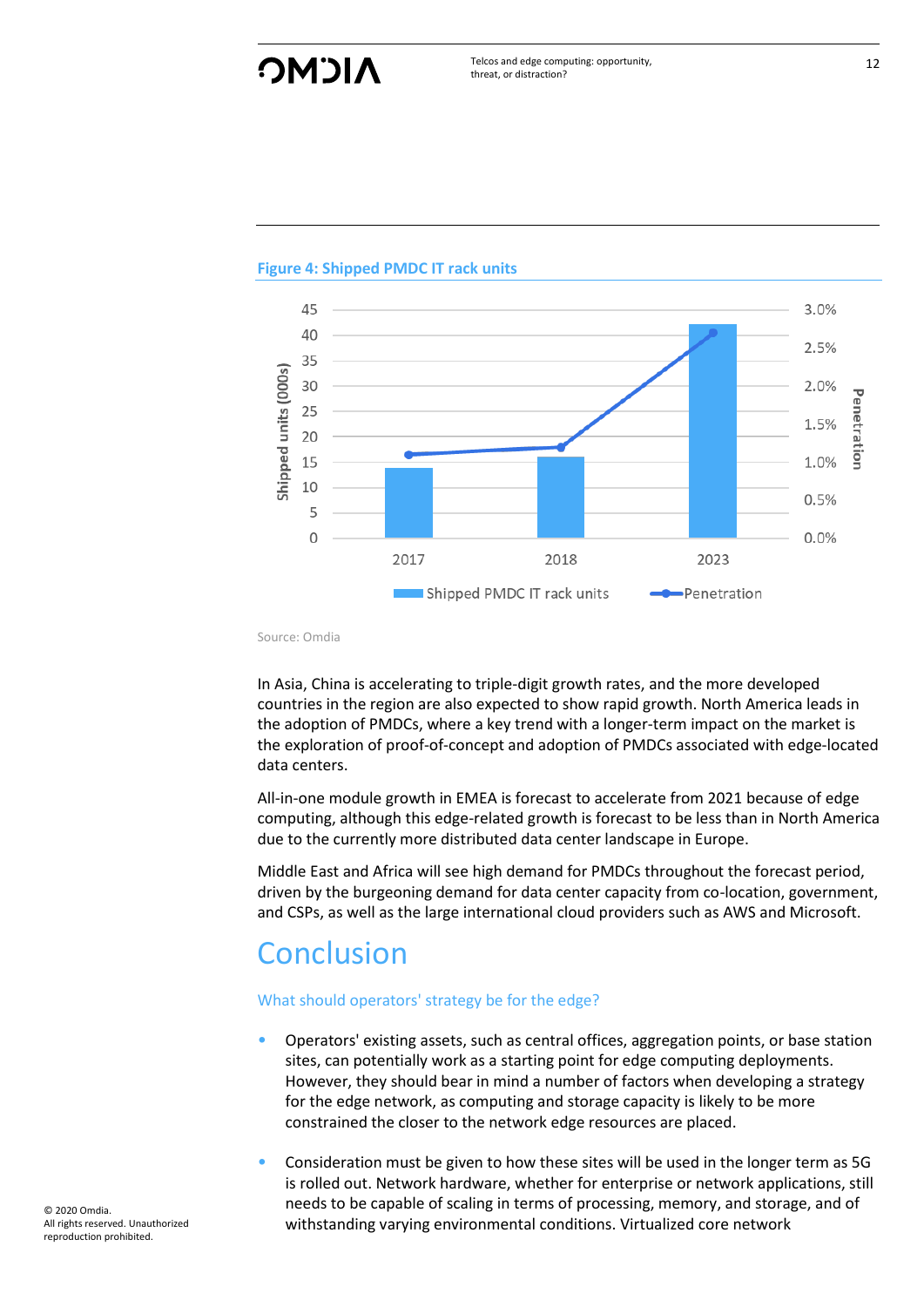**Figure 4: Shipped PMDC IT rack units**

Source: Omdia

In Asia, China is accelerating to triple-digit growth rates, and the more developed countries in the region are also expected to show rapid growth. North America leads in the adoption of PMDCs, where a key trend with a longer-term impact on the market is the exploration of proof-of-concept and adoption of PMDCs associated with edge-located data centers.

All-in-one module growth in EMEA is forecast to accelerate from 2021 because of edge computing, although this edge-related growth is forecast to be less than in North America due to the currently more distributed data center landscape in Europe.

Middle East and Africa will see high demand for PMDCs throughout the forecast period, driven by the burgeoning demand for data center capacity from co-location, government, and CSPs, as well as the large international cloud providers such as AWS and Microsoft.

# Conclusion

### What should operators' strategy be for the edge?

- Operators' existing assets, such as central offices, aggregation points, or base station sites, can potentially work as a starting point for edge computing deployments. However, they should bear in mind a number of factors when developing a strategy for the edge network, as computing and storage capacity is likely to be more constrained the closer to the network edge resources are placed.
- Consideration must be given to how these sites will be used in the longer term as 5G is rolled out. Network hardware, whether for enterprise or network applications, still needs to be capable of scaling in terms of processing, memory, and storage, and of withstanding varying environmental conditions. Virtualized core network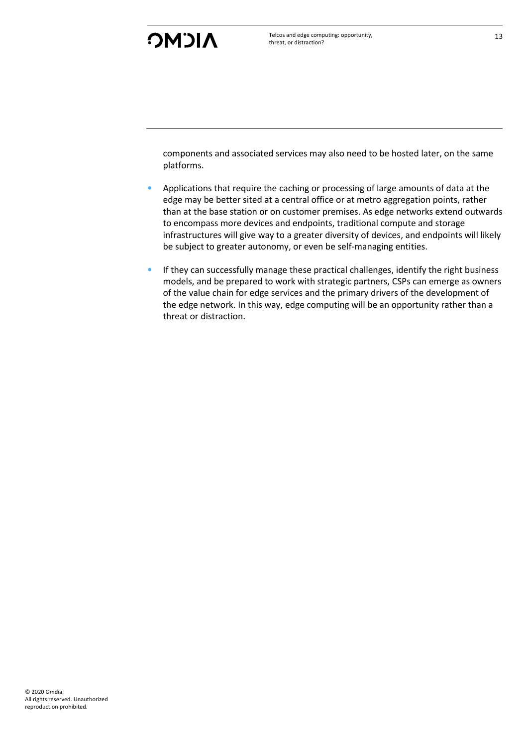components and associated services may also need to be hosted later, on the same platforms.

- Applications that require the caching or processing of large amounts of data at the edge may be better sited at a central office or at metro aggregation points, rather than at the base station or on customer premises. As edge networks extend outwards to encompass more devices and endpoints, traditional compute and storage infrastructures will give way to a greater diversity of devices, and endpoints will likely be subject to greater autonomy, or even be self-managing entities.
- If they can successfully manage these practical challenges, identify the right business models, and be prepared to work with strategic partners, CSPs can emerge as owners of the value chain for edge services and the primary drivers of the development of the edge network. In this way, edge computing will be an opportunity rather than a threat or distraction.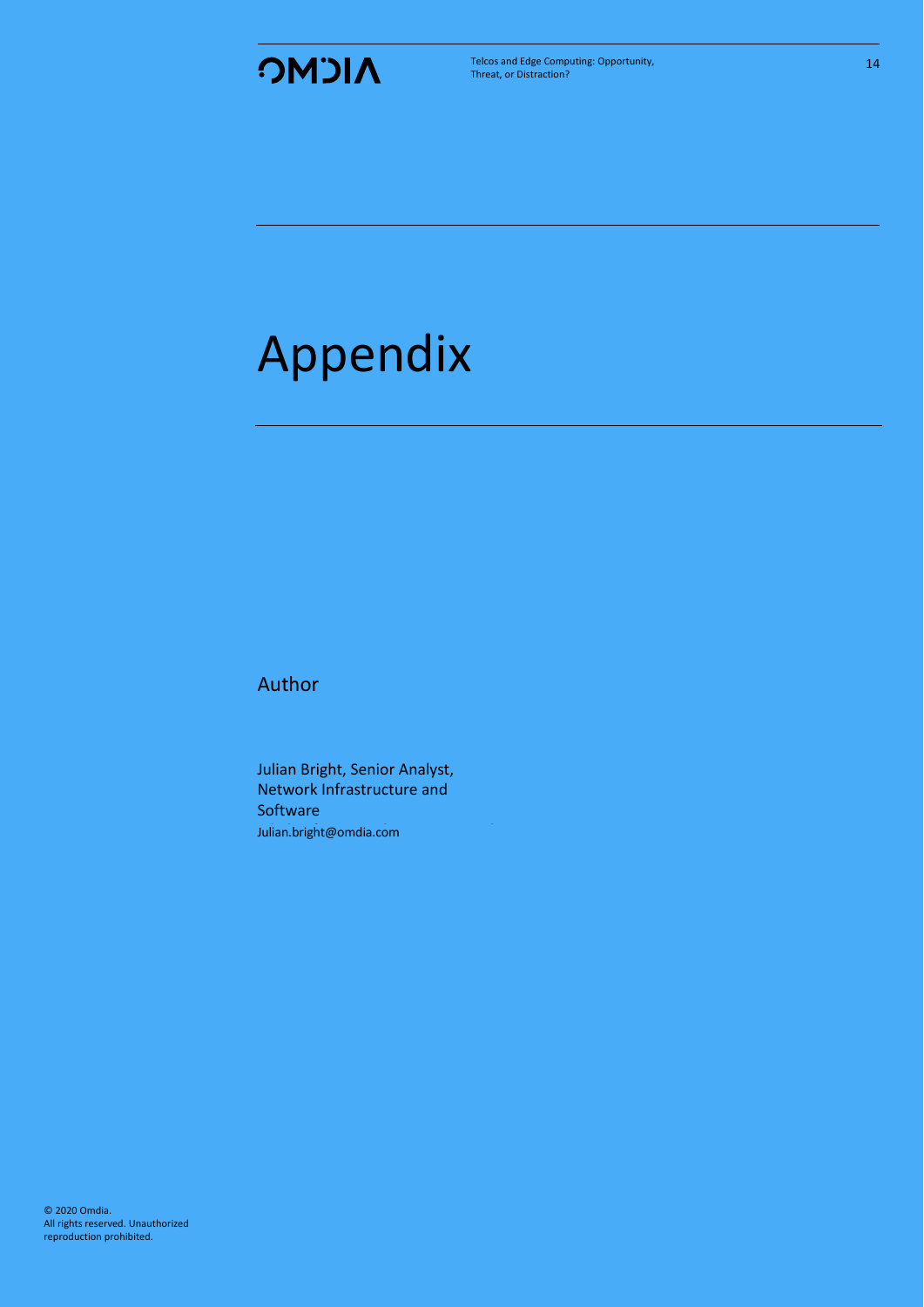# Appendix

## Author

Julian Bright, Senior Analyst, Network Infrastructure and Software

Julian.bright@omdia.com

© 2020 Omdia.
All rights reserved. Unauthorized reproduction prohibited.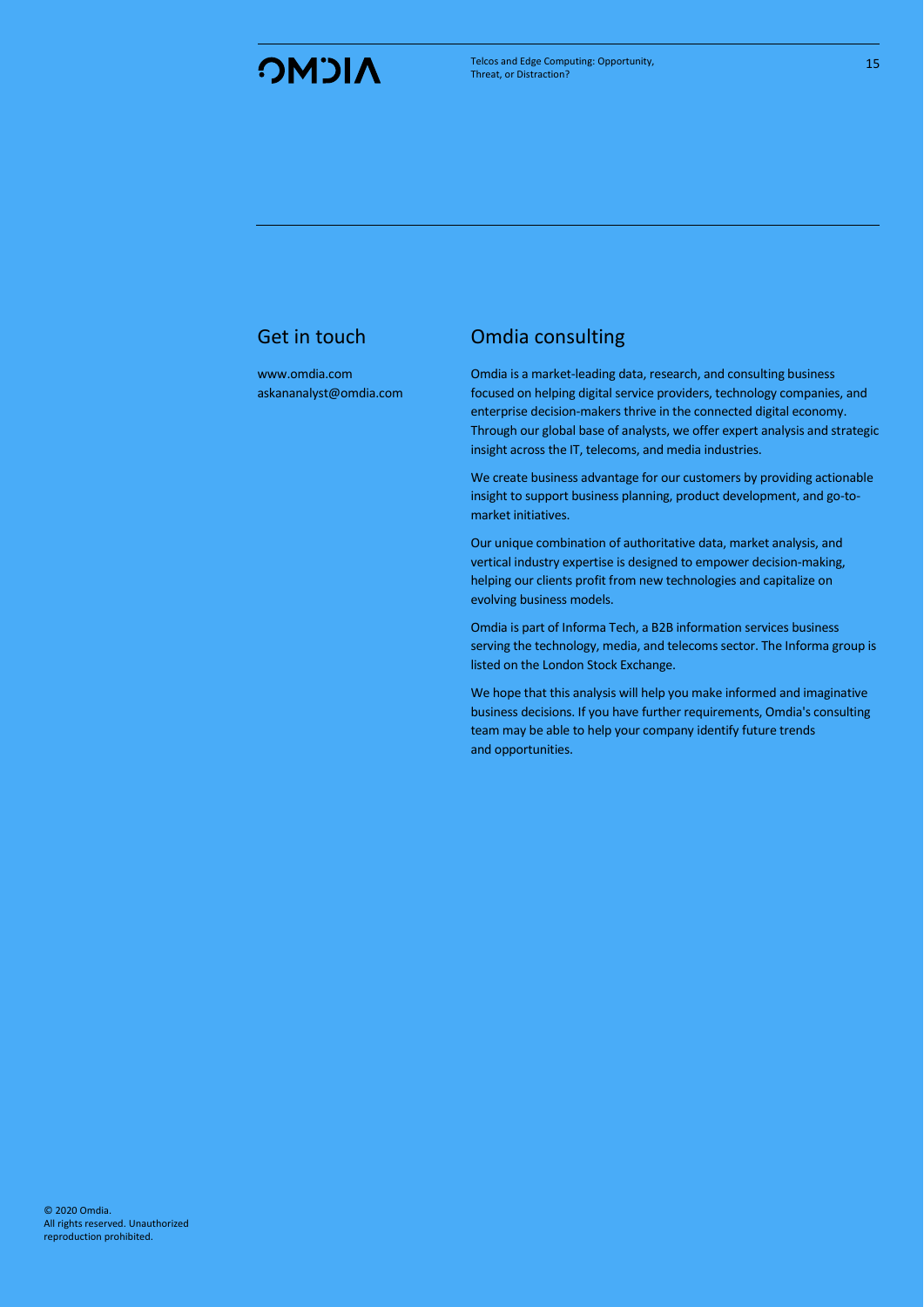## Get in touch

www.omdia.com
askananalyst@omdia.com

## Omdia consulting

Omdia is a market-leading data, research, and consulting business focused on helping digital service providers, technology companies, and enterprise decision-makers thrive in the connected digital economy. Through our global base of analysts, we offer expert analysis and strategic insight across the IT, telecoms, and media industries.

We create business advantage for our customers by providing actionable insight to support business planning, product development, and go-to-market initiatives.

Our unique combination of authoritative data, market analysis, and vertical industry expertise is designed to empower decision-making, helping our clients profit from new technologies and capitalize on evolving business models.

Omdia is part of Informa Tech, a B2B information services business serving the technology, media, and telecoms sector. The Informa group is listed on the London Stock Exchange.

We hope that this analysis will help you make informed and imaginative business decisions. If you have further requirements, Omdia's consulting team may be able to help your company identify future trends and opportunities.

© 2020 Omdia.
All rights reserved. Unauthorized reproduction prohibited.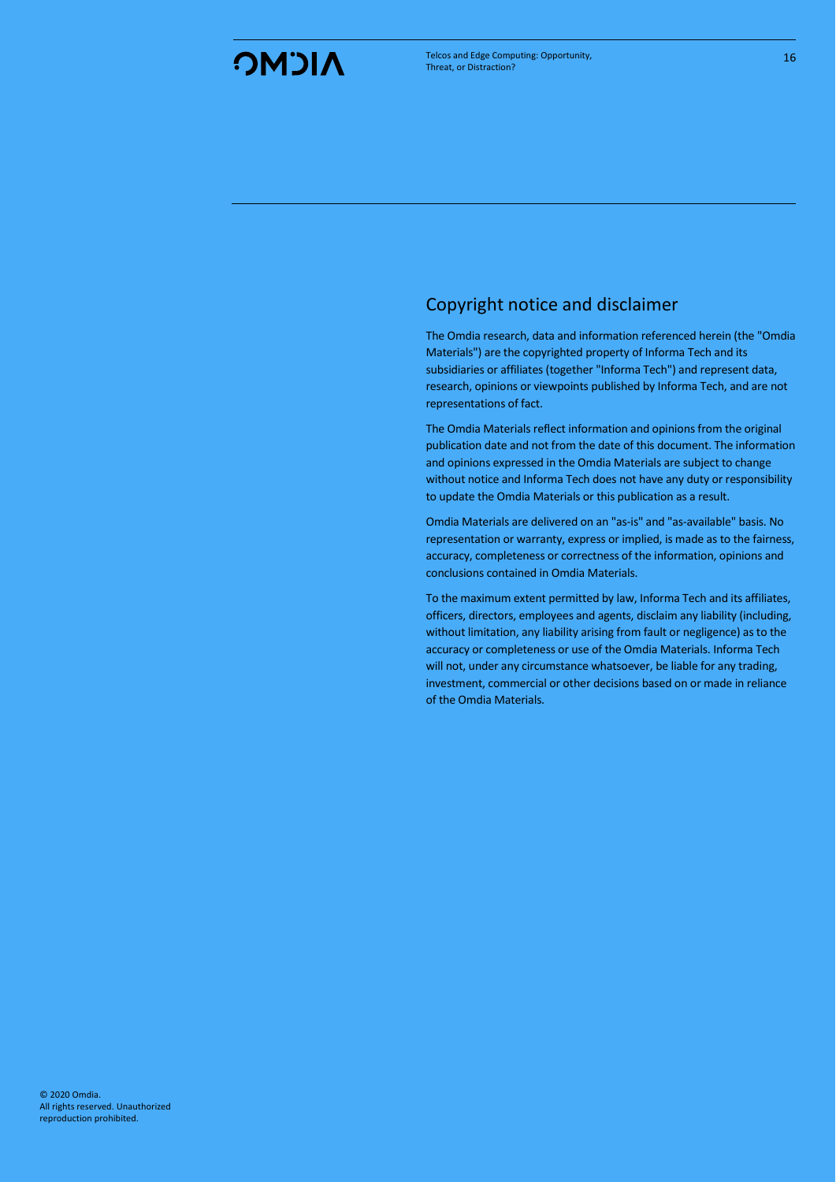## Copyright notice and disclaimer

The Omdia research, data and information referenced herein (the "Omdia Materials") are the copyrighted property of Informa Tech and its subsidiaries or affiliates (together "Informa Tech") and represent data, research, opinions or viewpoints published by Informa Tech, and are not representations of fact.

The Omdia Materials reflect information and opinions from the original publication date and not from the date of this document. The information and opinions expressed in the Omdia Materials are subject to change without notice and Informa Tech does not have any duty or responsibility to update the Omdia Materials or this publication as a result.

Omdia Materials are delivered on an "as-is" and "as-available" basis. No representation or warranty, express or implied, is made as to the fairness, accuracy, completeness or correctness of the information, opinions and conclusions contained in Omdia Materials.

To the maximum extent permitted by law, Informa Tech and its affiliates, officers, directors, employees and agents, disclaim any liability (including, without limitation, any liability arising from fault or negligence) as to the accuracy or completeness or use of the Omdia Materials. Informa Tech will not, under any circumstance whatsoever, be liable for any trading, investment, commercial or other decisions based on or made in reliance of the Omdia Materials.

© 2020 Omdia.
All rights reserved. Unauthorized reproduction prohibited.